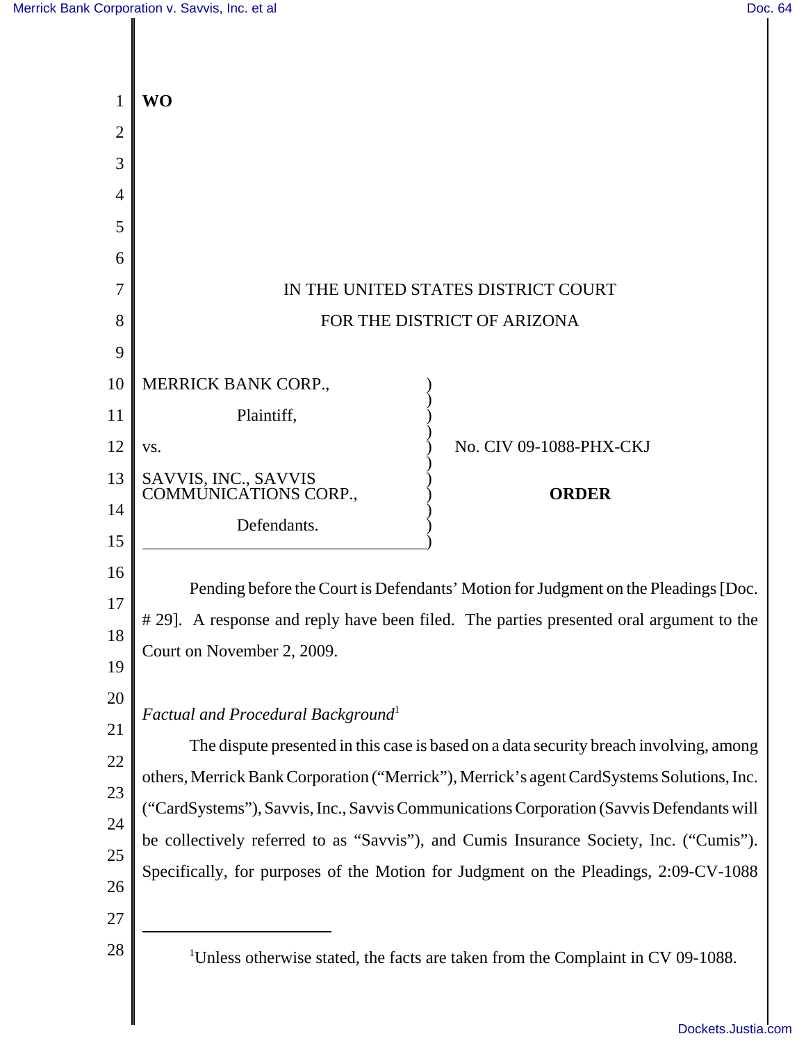**WO**

IN THE UNITED STATES DISTRICT COURT
FOR THE DISTRICT OF ARIZONA

MERRICK BANK CORP.,

Plaintiff,

vs.

SAVVIS, INC., SAVVIS COMMUNICATIONS CORP.,

Defendants.

No. CIV 09-1088-PHX-CKJ

**ORDER**

Pending before the Court is Defendants' Motion for Judgment on the Pleadings [Doc. # 29]. A response and reply have been filed. The parties presented oral argument to the Court on November 2, 2009.

*Factual and Procedural Background*[1]

The dispute presented in this case is based on a data security breach involving, among others, Merrick Bank Corporation ("Merrick"), Merrick's agent CardSystems Solutions, Inc. ("CardSystems"), Savvis, Inc., Savvis Communications Corporation (Savvis Defendants will be collectively referred to as "Savvis"), and Cumis Insurance Society, Inc. ("Cumis"). Specifically, for purposes of the Motion for Judgment on the Pleadings, 2:09-CV-1088

[1]Unless otherwise stated, the facts are taken from the Complaint in CV 09-1088.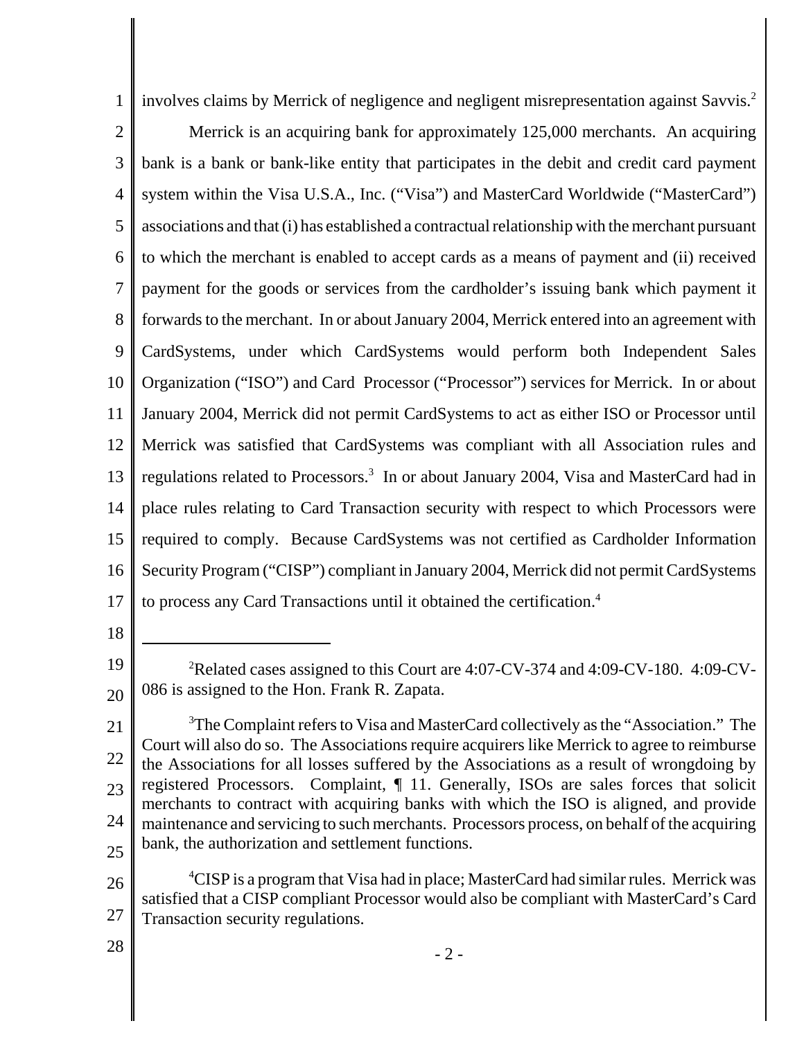involves claims by Merrick of negligence and negligent misrepresentation against Savvis.[2]

Merrick is an acquiring bank for approximately 125,000 merchants. An acquiring bank is a bank or bank-like entity that participates in the debit and credit card payment system within the Visa U.S.A., Inc. ("Visa") and MasterCard Worldwide ("MasterCard") associations and that (i) has established a contractual relationship with the merchant pursuant to which the merchant is enabled to accept cards as a means of payment and (ii) received payment for the goods or services from the cardholder's issuing bank which payment it forwards to the merchant. In or about January 2004, Merrick entered into an agreement with CardSystems, under which CardSystems would perform both Independent Sales Organization ("ISO") and Card Processor ("Processor") services for Merrick. In or about January 2004, Merrick did not permit CardSystems to act as either ISO or Processor until Merrick was satisfied that CardSystems was compliant with all Association rules and regulations related to Processors.[3] In or about January 2004, Visa and MasterCard had in place rules relating to Card Transaction security with respect to which Processors were required to comply. Because CardSystems was not certified as Cardholder Information Security Program ("CISP") compliant in January 2004, Merrick did not permit CardSystems to process any Card Transactions until it obtained the certification.[4]

---

[2] Related cases assigned to this Court are 4:07-CV-374 and 4:09-CV-180. 4:09-CV-086 is assigned to the Hon. Frank R. Zapata.

[3] The Complaint refers to Visa and MasterCard collectively as the "Association." The Court will also do so. The Associations require acquirers like Merrick to agree to reimburse the Associations for all losses suffered by the Associations as a result of wrongdoing by registered Processors. Complaint, ¶ 11. Generally, ISOs are sales forces that solicit merchants to contract with acquiring banks with which the ISO is aligned, and provide maintenance and servicing to such merchants. Processors process, on behalf of the acquiring bank, the authorization and settlement functions.

[4] CISP is a program that Visa had in place; MasterCard had similar rules. Merrick was satisfied that a CISP compliant Processor would also be compliant with MasterCard's Card Transaction security regulations.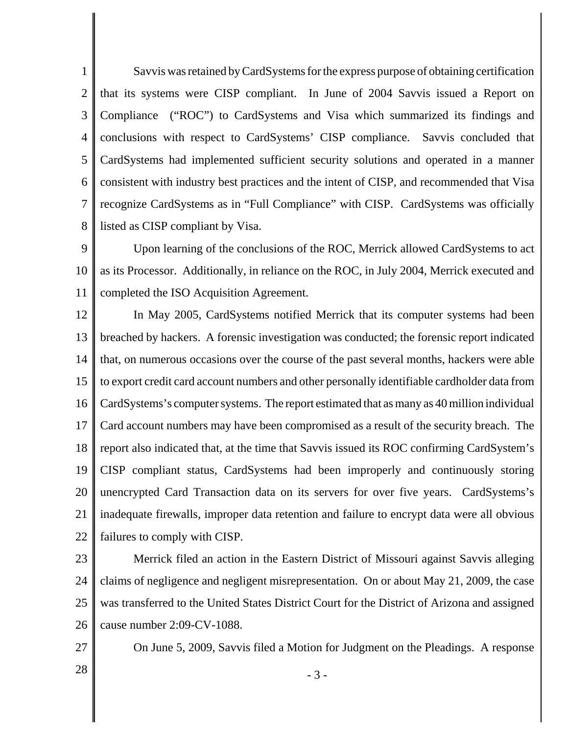Savvis was retained by CardSystems for the express purpose of obtaining certification that its systems were CISP compliant. In June of 2004 Savvis issued a Report on Compliance ("ROC") to CardSystems and Visa which summarized its findings and conclusions with respect to CardSystems' CISP compliance. Savvis concluded that CardSystems had implemented sufficient security solutions and operated in a manner consistent with industry best practices and the intent of CISP, and recommended that Visa recognize CardSystems as in "Full Compliance" with CISP. CardSystems was officially listed as CISP compliant by Visa.

Upon learning of the conclusions of the ROC, Merrick allowed CardSystems to act as its Processor. Additionally, in reliance on the ROC, in July 2004, Merrick executed and completed the ISO Acquisition Agreement.

In May 2005, CardSystems notified Merrick that its computer systems had been breached by hackers. A forensic investigation was conducted; the forensic report indicated that, on numerous occasions over the course of the past several months, hackers were able to export credit card account numbers and other personally identifiable cardholder data from CardSystems's computer systems. The report estimated that as many as 40 million individual Card account numbers may have been compromised as a result of the security breach. The report also indicated that, at the time that Savvis issued its ROC confirming CardSystem's CISP compliant status, CardSystems had been improperly and continuously storing unencrypted Card Transaction data on its servers for over five years. CardSystems's inadequate firewalls, improper data retention and failure to encrypt data were all obvious failures to comply with CISP.

Merrick filed an action in the Eastern District of Missouri against Savvis alleging claims of negligence and negligent misrepresentation. On or about May 21, 2009, the case was transferred to the United States District Court for the District of Arizona and assigned cause number 2:09-CV-1088.

On June 5, 2009, Savvis filed a Motion for Judgment on the Pleadings. A response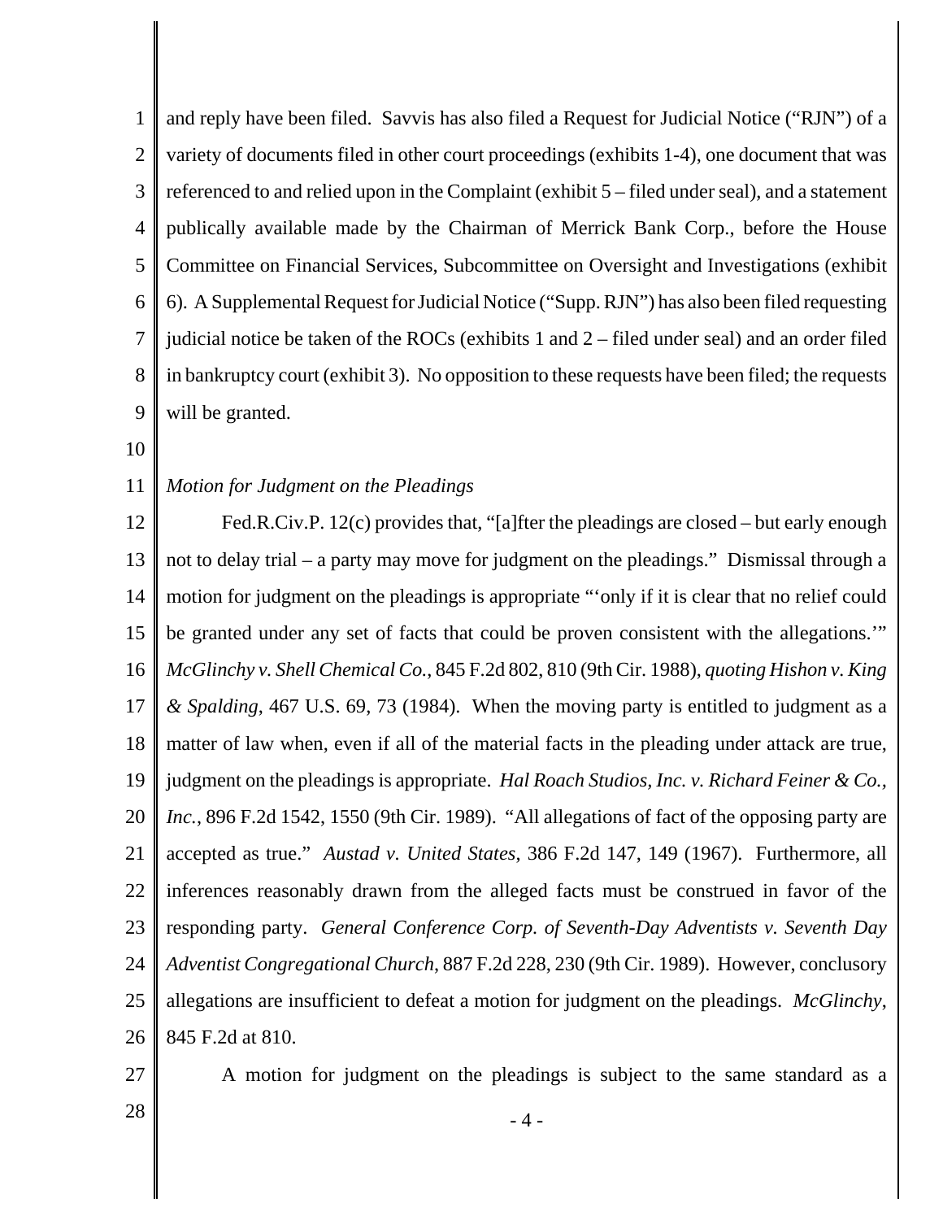and reply have been filed. Savvis has also filed a Request for Judicial Notice ("RJN") of a variety of documents filed in other court proceedings (exhibits 1-4), one document that was referenced to and relied upon in the Complaint (exhibit 5 – filed under seal), and a statement publically available made by the Chairman of Merrick Bank Corp., before the House Committee on Financial Services, Subcommittee on Oversight and Investigations (exhibit 6). A Supplemental Request for Judicial Notice ("Supp. RJN") has also been filed requesting judicial notice be taken of the ROCs (exhibits 1 and 2 – filed under seal) and an order filed in bankruptcy court (exhibit 3). No opposition to these requests have been filed; the requests will be granted.

*Motion for Judgment on the Pleadings*

Fed.R.Civ.P. 12(c) provides that, "[a]fter the pleadings are closed – but early enough not to delay trial – a party may move for judgment on the pleadings." Dismissal through a motion for judgment on the pleadings is appropriate "'only if it is clear that no relief could be granted under any set of facts that could be proven consistent with the allegations.'" *McGlinchy v. Shell Chemical Co.*, 845 F.2d 802, 810 (9th Cir. 1988), *quoting Hishon v. King & Spalding*, 467 U.S. 69, 73 (1984). When the moving party is entitled to judgment as a matter of law when, even if all of the material facts in the pleading under attack are true, judgment on the pleadings is appropriate. *Hal Roach Studios, Inc. v. Richard Feiner & Co., Inc.*, 896 F.2d 1542, 1550 (9th Cir. 1989). "All allegations of fact of the opposing party are accepted as true." *Austad v. United States*, 386 F.2d 147, 149 (1967). Furthermore, all inferences reasonably drawn from the alleged facts must be construed in favor of the responding party. *General Conference Corp. of Seventh-Day Adventists v. Seventh Day Adventist Congregational Church*, 887 F.2d 228, 230 (9th Cir. 1989). However, conclusory allegations are insufficient to defeat a motion for judgment on the pleadings. *McGlinchy*, 845 F.2d at 810.

A motion for judgment on the pleadings is subject to the same standard as a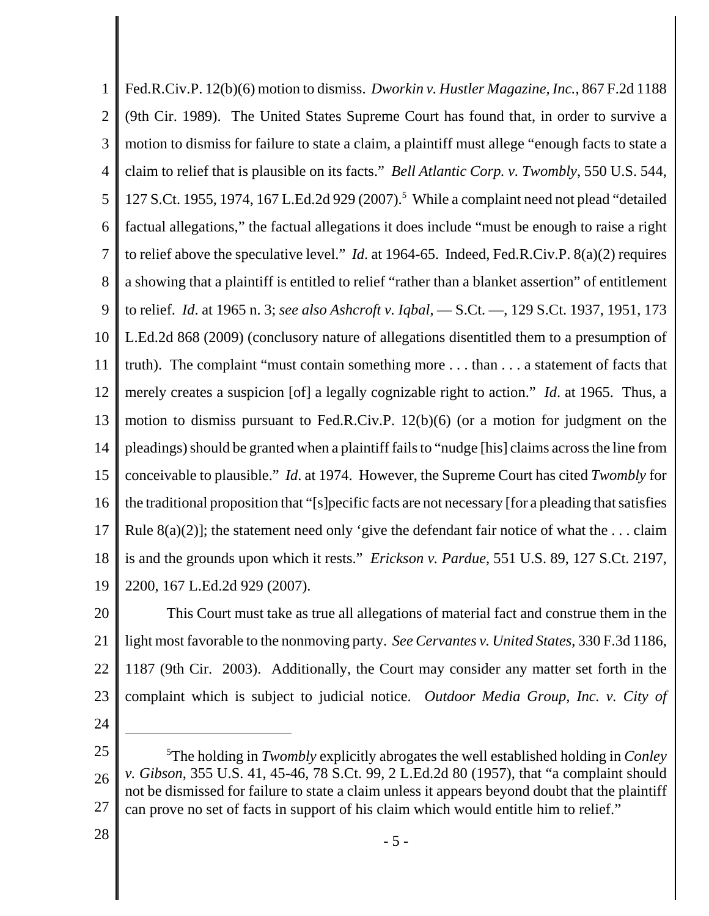Fed.R.Civ.P. 12(b)(6) motion to dismiss. *Dworkin v. Hustler Magazine, Inc.*, 867 F.2d 1188 (9th Cir. 1989). The United States Supreme Court has found that, in order to survive a motion to dismiss for failure to state a claim, a plaintiff must allege "enough facts to state a claim to relief that is plausible on its facts." *Bell Atlantic Corp. v. Twombly*, 550 U.S. 544, 127 S.Ct. 1955, 1974, 167 L.Ed.2d 929 (2007).[5] While a complaint need not plead "detailed factual allegations," the factual allegations it does include "must be enough to raise a right to relief above the speculative level." *Id*. at 1964-65. Indeed, Fed.R.Civ.P. 8(a)(2) requires a showing that a plaintiff is entitled to relief "rather than a blanket assertion" of entitlement to relief. *Id*. at 1965 n. 3; *see also Ashcroft v. Iqbal*, — S.Ct. —, 129 S.Ct. 1937, 1951, 173 L.Ed.2d 868 (2009) (conclusory nature of allegations disentitled them to a presumption of truth). The complaint "must contain something more . . . than . . . a statement of facts that merely creates a suspicion [of] a legally cognizable right to action." *Id*. at 1965. Thus, a motion to dismiss pursuant to Fed.R.Civ.P. 12(b)(6) (or a motion for judgment on the pleadings) should be granted when a plaintiff fails to "nudge [his] claims across the line from conceivable to plausible." *Id*. at 1974. However, the Supreme Court has cited *Twombly* for the traditional proposition that "[s]pecific facts are not necessary [for a pleading that satisfies Rule 8(a)(2)]; the statement need only 'give the defendant fair notice of what the . . . claim is and the grounds upon which it rests." *Erickson v. Pardue*, 551 U.S. 89, 127 S.Ct. 2197, 2200, 167 L.Ed.2d 929 (2007).

This Court must take as true all allegations of material fact and construe them in the light most favorable to the nonmoving party. *See Cervantes v. United States*, 330 F.3d 1186, 1187 (9th Cir. 2003). Additionally, the Court may consider any matter set forth in the complaint which is subject to judicial notice. *Outdoor Media Group, Inc. v. City of*

---

[5] The holding in *Twombly* explicitly abrogates the well established holding in *Conley v. Gibson*, 355 U.S. 41, 45-46, 78 S.Ct. 99, 2 L.Ed.2d 80 (1957), that "a complaint should not be dismissed for failure to state a claim unless it appears beyond doubt that the plaintiff can prove no set of facts in support of his claim which would entitle him to relief."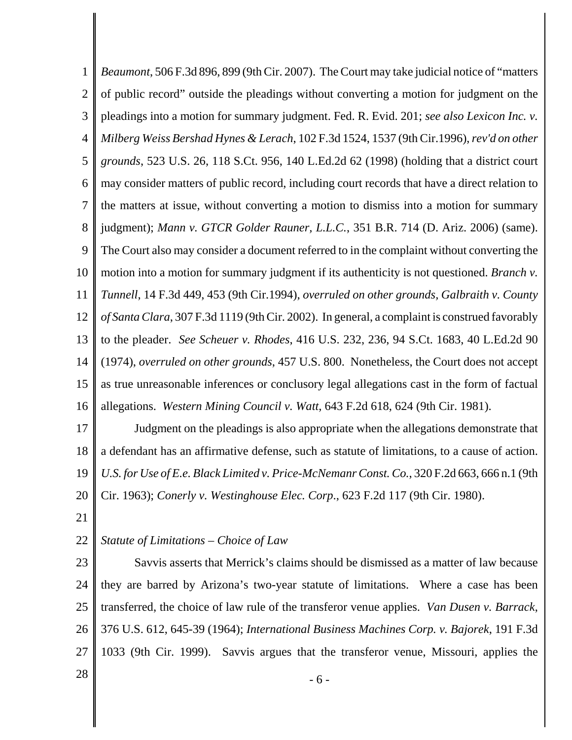*Beaumont*, 506 F.3d 896, 899 (9th Cir. 2007). The Court may take judicial notice of "matters of public record" outside the pleadings without converting a motion for judgment on the pleadings into a motion for summary judgment. Fed. R. Evid. 201; *see also Lexicon Inc. v. Milberg Weiss Bershad Hynes & Lerach*, 102 F.3d 1524, 1537 (9th Cir.1996), *rev'd on other grounds*, 523 U.S. 26, 118 S.Ct. 956, 140 L.Ed.2d 62 (1998) (holding that a district court may consider matters of public record, including court records that have a direct relation to the matters at issue, without converting a motion to dismiss into a motion for summary judgment); *Mann v. GTCR Golder Rauner, L.L.C.*, 351 B.R. 714 (D. Ariz. 2006) (same). The Court also may consider a document referred to in the complaint without converting the motion into a motion for summary judgment if its authenticity is not questioned. *Branch v. Tunnell*, 14 F.3d 449, 453 (9th Cir.1994), *overruled on other grounds, Galbraith v. County of Santa Clara*, 307 F.3d 1119 (9th Cir. 2002). In general, a complaint is construed favorably to the pleader. *See Scheuer v. Rhodes*, 416 U.S. 232, 236, 94 S.Ct. 1683, 40 L.Ed.2d 90 (1974), *overruled on other grounds*, 457 U.S. 800. Nonetheless, the Court does not accept as true unreasonable inferences or conclusory legal allegations cast in the form of factual allegations. *Western Mining Council v. Watt*, 643 F.2d 618, 624 (9th Cir. 1981).

Judgment on the pleadings is also appropriate when the allegations demonstrate that a defendant has an affirmative defense, such as statute of limitations, to a cause of action. *U.S. for Use of E.e. Black Limited v. Price-McNemanr Const. Co.*, 320 F.2d 663, 666 n.1 (9th Cir. 1963); *Conerly v. Westinghouse Elec. Corp*., 623 F.2d 117 (9th Cir. 1980).

*Statute of Limitations – Choice of Law*

Savvis asserts that Merrick's claims should be dismissed as a matter of law because they are barred by Arizona's two-year statute of limitations. Where a case has been transferred, the choice of law rule of the transferor venue applies. *Van Dusen v. Barrack*, 376 U.S. 612, 645-39 (1964); *International Business Machines Corp. v. Bajorek*, 191 F.3d 1033 (9th Cir. 1999). Savvis argues that the transferor venue, Missouri, applies the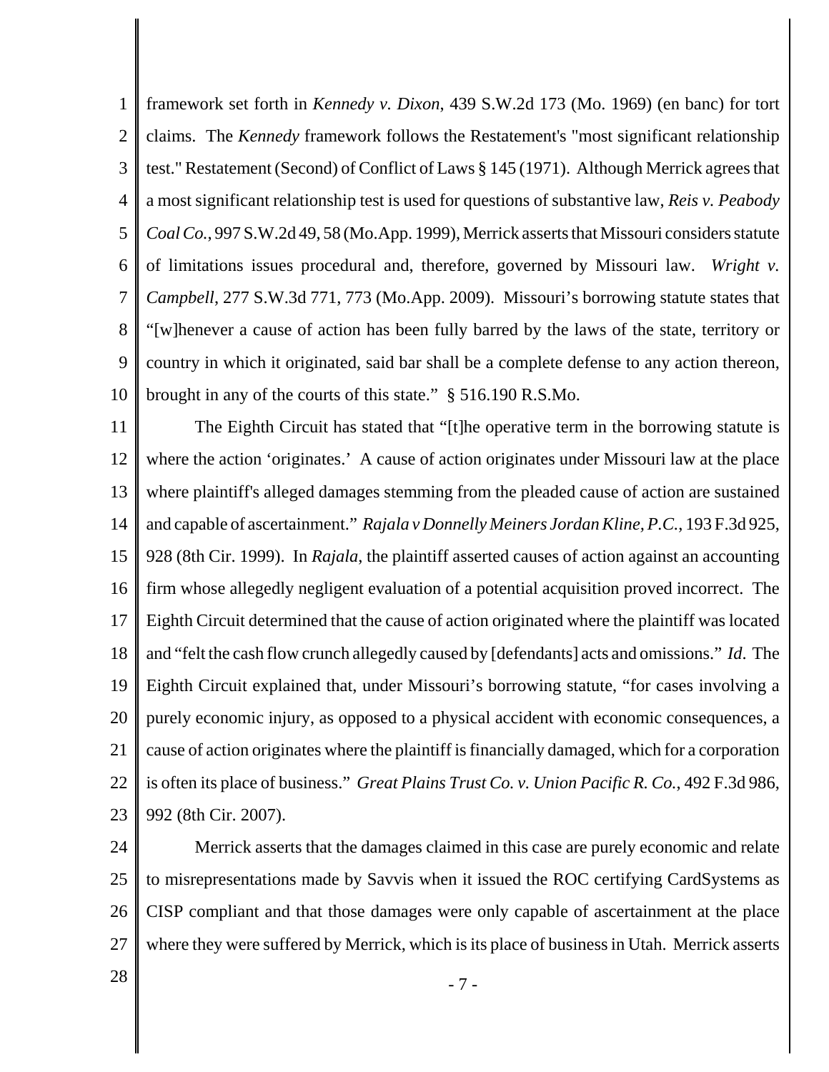framework set forth in *Kennedy v. Dixon*, 439 S.W.2d 173 (Mo. 1969) (en banc) for tort claims. The *Kennedy* framework follows the Restatement's "most significant relationship test." Restatement (Second) of Conflict of Laws § 145 (1971). Although Merrick agrees that a most significant relationship test is used for questions of substantive law, *Reis v. Peabody Coal Co.*, 997 S.W.2d 49, 58 (Mo.App. 1999), Merrick asserts that Missouri considers statute of limitations issues procedural and, therefore, governed by Missouri law. *Wright v. Campbell*, 277 S.W.3d 771, 773 (Mo.App. 2009). Missouri's borrowing statute states that "[w]henever a cause of action has been fully barred by the laws of the state, territory or country in which it originated, said bar shall be a complete defense to any action thereon, brought in any of the courts of this state." § 516.190 R.S.Mo.

The Eighth Circuit has stated that "[t]he operative term in the borrowing statute is where the action 'originates.' A cause of action originates under Missouri law at the place where plaintiff's alleged damages stemming from the pleaded cause of action are sustained and capable of ascertainment." *Rajala v Donnelly Meiners Jordan Kline, P.C.*, 193 F.3d 925, 928 (8th Cir. 1999). In *Rajala*, the plaintiff asserted causes of action against an accounting firm whose allegedly negligent evaluation of a potential acquisition proved incorrect. The Eighth Circuit determined that the cause of action originated where the plaintiff was located and "felt the cash flow crunch allegedly caused by [defendants] acts and omissions." *Id*. The Eighth Circuit explained that, under Missouri's borrowing statute, "for cases involving a purely economic injury, as opposed to a physical accident with economic consequences, a cause of action originates where the plaintiff is financially damaged, which for a corporation is often its place of business." *Great Plains Trust Co. v. Union Pacific R. Co.*, 492 F.3d 986, 992 (8th Cir. 2007).

Merrick asserts that the damages claimed in this case are purely economic and relate to misrepresentations made by Savvis when it issued the ROC certifying CardSystems as CISP compliant and that those damages were only capable of ascertainment at the place where they were suffered by Merrick, which is its place of business in Utah. Merrick asserts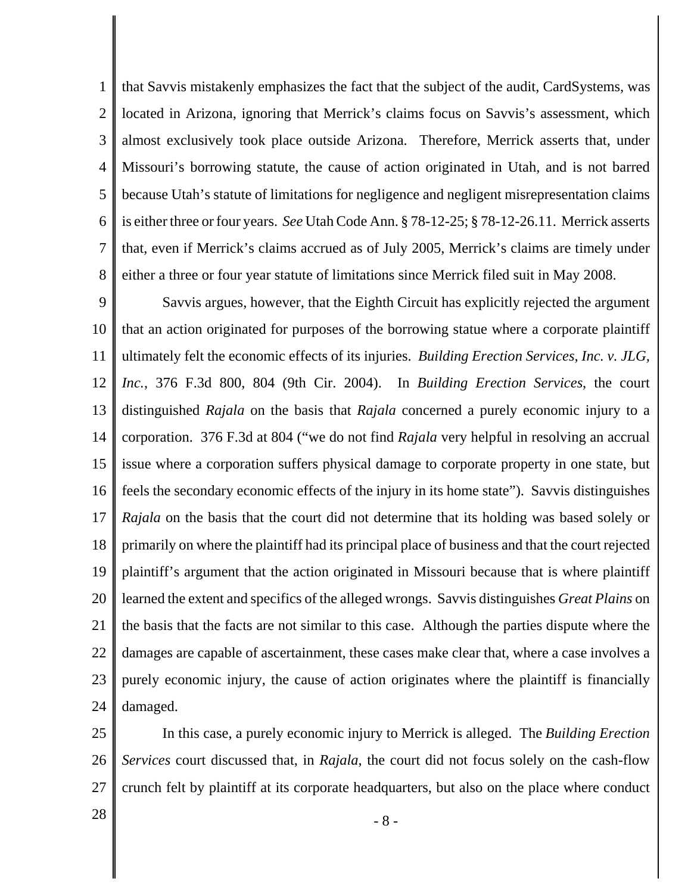that Savvis mistakenly emphasizes the fact that the subject of the audit, CardSystems, was located in Arizona, ignoring that Merrick's claims focus on Savvis's assessment, which almost exclusively took place outside Arizona. Therefore, Merrick asserts that, under Missouri's borrowing statute, the cause of action originated in Utah, and is not barred because Utah's statute of limitations for negligence and negligent misrepresentation claims is either three or four years. *See* Utah Code Ann. § 78-12-25; § 78-12-26.11. Merrick asserts that, even if Merrick's claims accrued as of July 2005, Merrick's claims are timely under either a three or four year statute of limitations since Merrick filed suit in May 2008.

Savvis argues, however, that the Eighth Circuit has explicitly rejected the argument that an action originated for purposes of the borrowing statue where a corporate plaintiff ultimately felt the economic effects of its injuries. *Building Erection Services, Inc. v. JLG, Inc.*, 376 F.3d 800, 804 (9th Cir. 2004). In *Building Erection Services*, the court distinguished *Rajala* on the basis that *Rajala* concerned a purely economic injury to a corporation. 376 F.3d at 804 ("we do not find *Rajala* very helpful in resolving an accrual issue where a corporation suffers physical damage to corporate property in one state, but feels the secondary economic effects of the injury in its home state"). Savvis distinguishes *Rajala* on the basis that the court did not determine that its holding was based solely or primarily on where the plaintiff had its principal place of business and that the court rejected plaintiff's argument that the action originated in Missouri because that is where plaintiff learned the extent and specifics of the alleged wrongs. Savvis distinguishes *Great Plains* on the basis that the facts are not similar to this case. Although the parties dispute where the damages are capable of ascertainment, these cases make clear that, where a case involves a purely economic injury, the cause of action originates where the plaintiff is financially damaged.

In this case, a purely economic injury to Merrick is alleged. The *Building Erection Services* court discussed that, in *Rajala*, the court did not focus solely on the cash-flow crunch felt by plaintiff at its corporate headquarters, but also on the place where conduct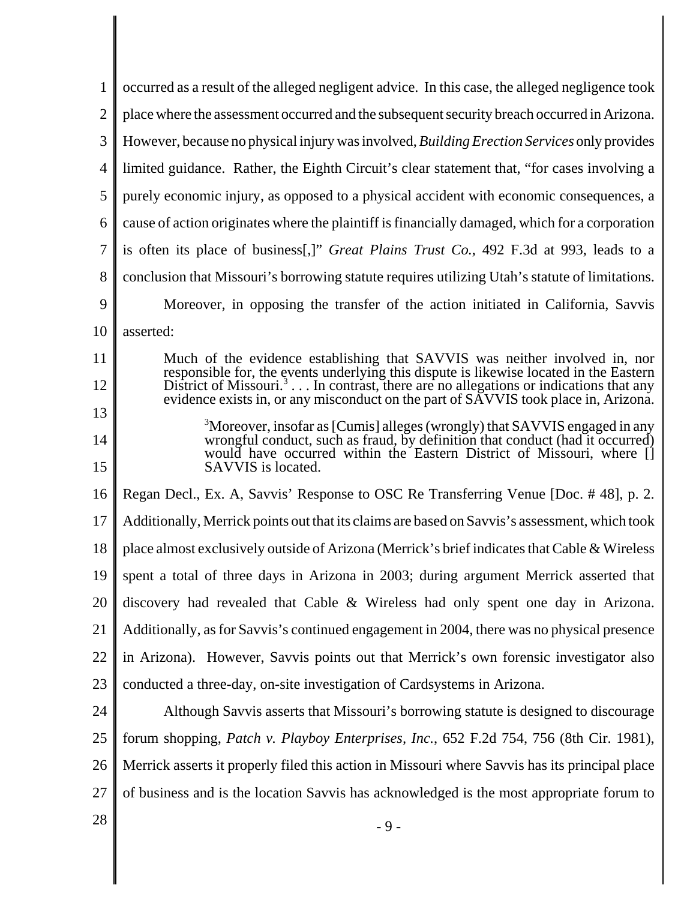occurred as a result of the alleged negligent advice. In this case, the alleged negligence took place where the assessment occurred and the subsequent security breach occurred in Arizona. However, because no physical injury was involved, *Building Erection Services* only provides limited guidance. Rather, the Eighth Circuit's clear statement that, "for cases involving a purely economic injury, as opposed to a physical accident with economic consequences, a cause of action originates where the plaintiff is financially damaged, which for a corporation is often its place of business[,]" *Great Plains Trust Co.*, 492 F.3d at 993, leads to a conclusion that Missouri's borrowing statute requires utilizing Utah's statute of limitations.

Moreover, in opposing the transfer of the action initiated in California, Savvis asserted:

> Much of the evidence establishing that SAVVIS was neither involved in, nor responsible for, the events underlying this dispute is likewise located in the Eastern District of Missouri.[3] . . . In contrast, there are no allegations or indications that any evidence exists in, or any misconduct on the part of SAVVIS took place in, Arizona.
>
> [3]Moreover, insofar as [Cumis] alleges (wrongly) that SAVVIS engaged in any wrongful conduct, such as fraud, by definition that conduct (had it occurred) would have occurred within the Eastern District of Missouri, where [] SAVVIS is located.

Regan Decl., Ex. A, Savvis' Response to OSC Re Transferring Venue [Doc. # 48], p. 2. Additionally, Merrick points out that its claims are based on Savvis's assessment, which took place almost exclusively outside of Arizona (Merrick's brief indicates that Cable & Wireless spent a total of three days in Arizona in 2003; during argument Merrick asserted that discovery had revealed that Cable & Wireless had only spent one day in Arizona. Additionally, as for Savvis's continued engagement in 2004, there was no physical presence in Arizona). However, Savvis points out that Merrick's own forensic investigator also conducted a three-day, on-site investigation of Cardsystems in Arizona.

Although Savvis asserts that Missouri's borrowing statute is designed to discourage forum shopping, *Patch v. Playboy Enterprises, Inc.*, 652 F.2d 754, 756 (8th Cir. 1981), Merrick asserts it properly filed this action in Missouri where Savvis has its principal place of business and is the location Savvis has acknowledged is the most appropriate forum to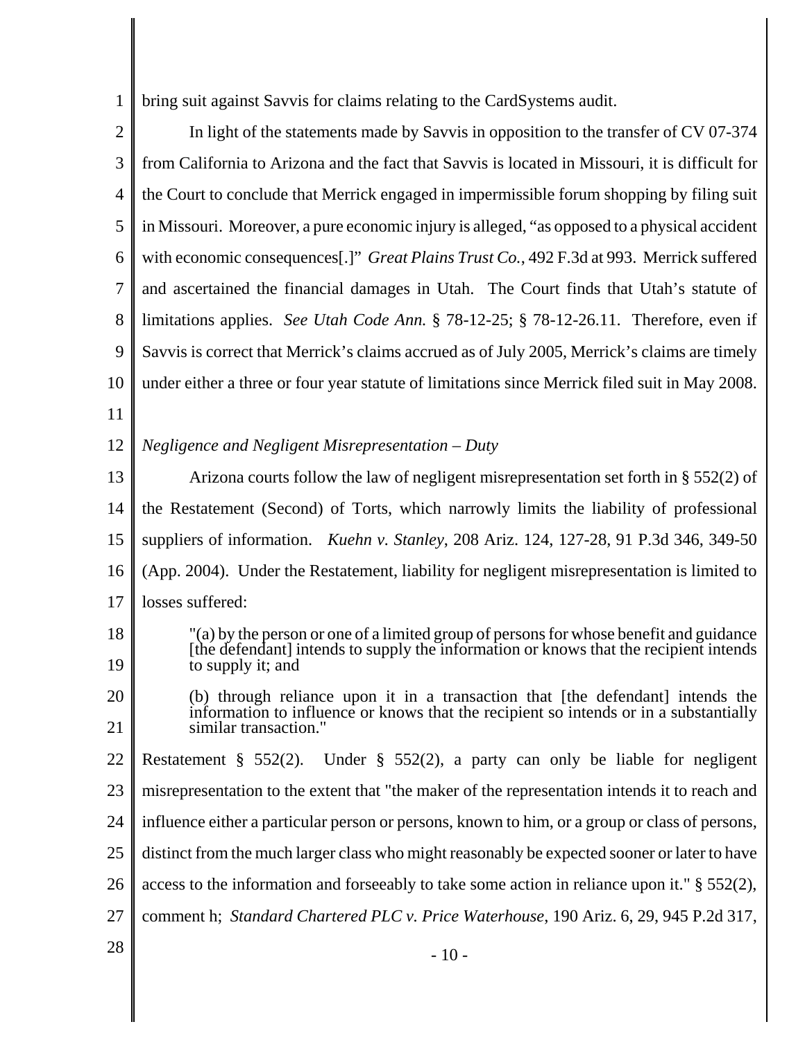bring suit against Savvis for claims relating to the CardSystems audit.

In light of the statements made by Savvis in opposition to the transfer of CV 07-374 from California to Arizona and the fact that Savvis is located in Missouri, it is difficult for the Court to conclude that Merrick engaged in impermissible forum shopping by filing suit in Missouri. Moreover, a pure economic injury is alleged, "as opposed to a physical accident with economic consequences[.]" *Great Plains Trust Co.*, 492 F.3d at 993. Merrick suffered and ascertained the financial damages in Utah. The Court finds that Utah's statute of limitations applies. *See Utah Code Ann.* § 78-12-25; § 78-12-26.11. Therefore, even if Savvis is correct that Merrick's claims accrued as of July 2005, Merrick's claims are timely under either a three or four year statute of limitations since Merrick filed suit in May 2008.

*Negligence and Negligent Misrepresentation – Duty*

Arizona courts follow the law of negligent misrepresentation set forth in § 552(2) of the Restatement (Second) of Torts, which narrowly limits the liability of professional suppliers of information. *Kuehn v. Stanley*, 208 Ariz. 124, 127-28, 91 P.3d 346, 349-50 (App. 2004). Under the Restatement, liability for negligent misrepresentation is limited to losses suffered:

> "(a) by the person or one of a limited group of persons for whose benefit and guidance [the defendant] intends to supply the information or knows that the recipient intends to supply it; and
>
> (b) through reliance upon it in a transaction that [the defendant] intends the information to influence or knows that the recipient so intends or in a substantially similar transaction."

Restatement § 552(2). Under § 552(2), a party can only be liable for negligent misrepresentation to the extent that "the maker of the representation intends it to reach and influence either a particular person or persons, known to him, or a group or class of persons, distinct from the much larger class who might reasonably be expected sooner or later to have access to the information and forseeably to take some action in reliance upon it." § 552(2), comment h; *Standard Chartered PLC v. Price Waterhouse*, 190 Ariz. 6, 29, 945 P.2d 317,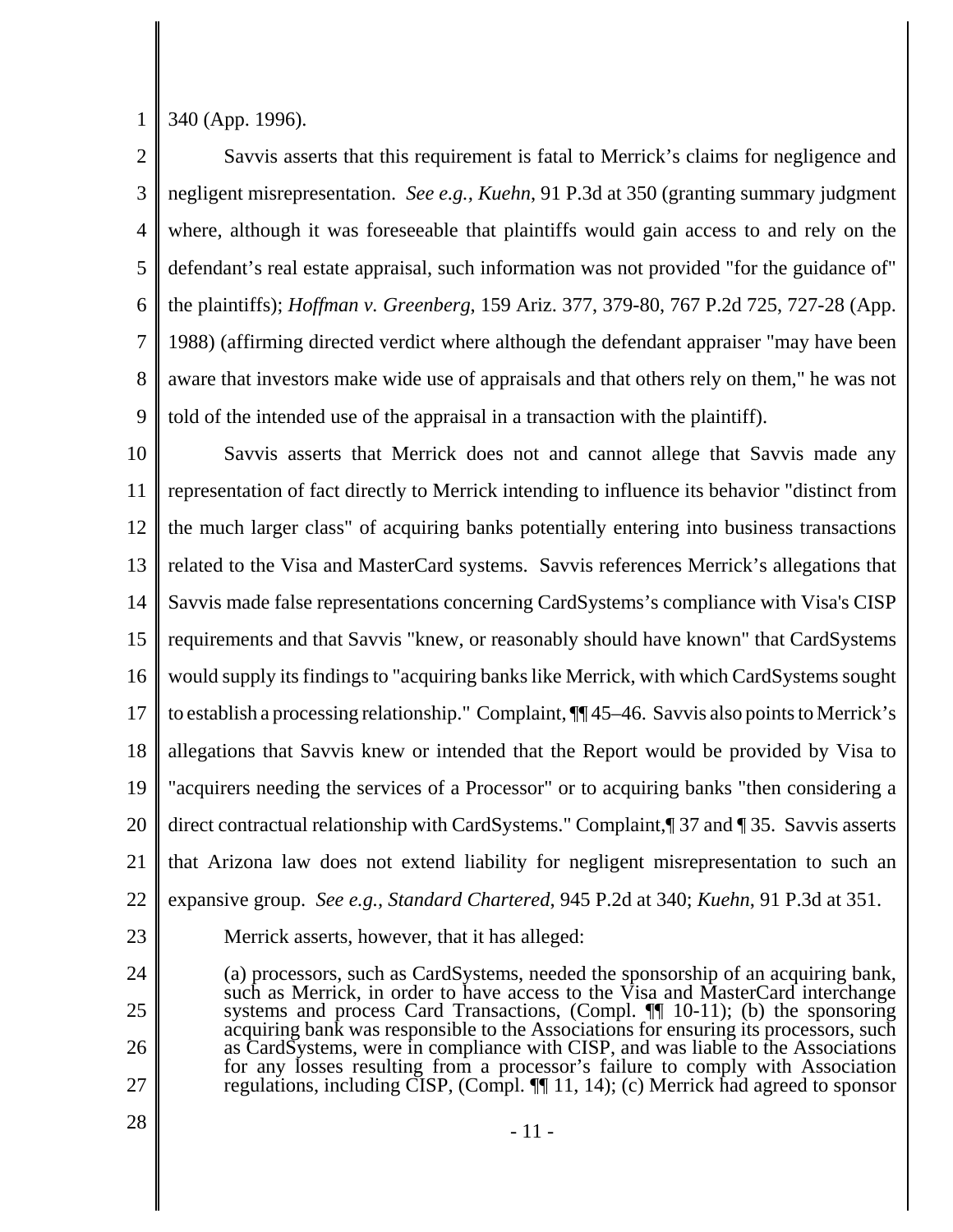340 (App. 1996).

Savvis asserts that this requirement is fatal to Merrick's claims for negligence and negligent misrepresentation. *See e.g., Kuehn*, 91 P.3d at 350 (granting summary judgment where, although it was foreseeable that plaintiffs would gain access to and rely on the defendant's real estate appraisal, such information was not provided "for the guidance of" the plaintiffs); *Hoffman v. Greenberg*, 159 Ariz. 377, 379-80, 767 P.2d 725, 727-28 (App. 1988) (affirming directed verdict where although the defendant appraiser "may have been aware that investors make wide use of appraisals and that others rely on them," he was not told of the intended use of the appraisal in a transaction with the plaintiff).

Savvis asserts that Merrick does not and cannot allege that Savvis made any representation of fact directly to Merrick intending to influence its behavior "distinct from the much larger class" of acquiring banks potentially entering into business transactions related to the Visa and MasterCard systems. Savvis references Merrick's allegations that Savvis made false representations concerning CardSystems's compliance with Visa's CISP requirements and that Savvis "knew, or reasonably should have known" that CardSystems would supply its findings to "acquiring banks like Merrick, with which CardSystems sought to establish a processing relationship." Complaint, ¶¶ 45–46. Savvis also points to Merrick's allegations that Savvis knew or intended that the Report would be provided by Visa to "acquirers needing the services of a Processor" or to acquiring banks "then considering a direct contractual relationship with CardSystems." Complaint,¶ 37 and ¶ 35. Savvis asserts that Arizona law does not extend liability for negligent misrepresentation to such an expansive group. *See e.g., Standard Chartered*, 945 P.2d at 340; *Kuehn*, 91 P.3d at 351.

Merrick asserts, however, that it has alleged:

> (a) processors, such as CardSystems, needed the sponsorship of an acquiring bank, such as Merrick, in order to have access to the Visa and MasterCard interchange systems and process Card Transactions, (Compl. ¶¶ 10-11); (b) the sponsoring acquiring bank was responsible to the Associations for ensuring its processors, such as CardSystems, were in compliance with CISP, and was liable to the Associations for any losses resulting from a processor's failure to comply with Association regulations, including CISP, (Compl. ¶¶ 11, 14); (c) Merrick had agreed to sponsor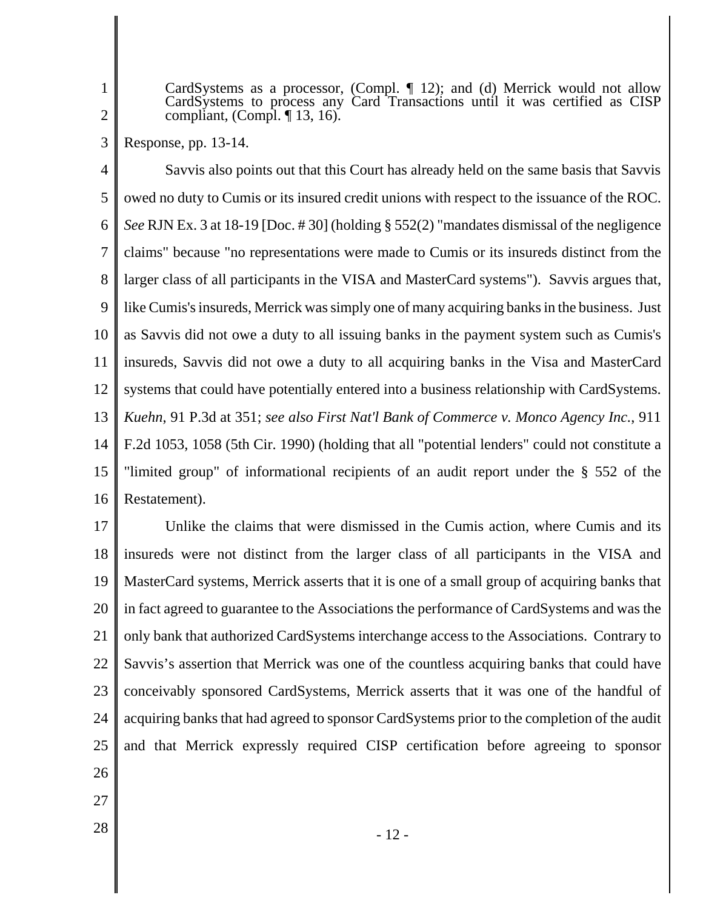CardSystems as a processor, (Compl. ¶ 12); and (d) Merrick would not allow CardSystems to process any Card Transactions until it was certified as CISP compliant, (Compl. ¶ 13, 16).

Response, pp. 13-14.

Savvis also points out that this Court has already held on the same basis that Savvis owed no duty to Cumis or its insured credit unions with respect to the issuance of the ROC. *See* RJN Ex. 3 at 18-19 [Doc. # 30] (holding § 552(2) "mandates dismissal of the negligence claims" because "no representations were made to Cumis or its insureds distinct from the larger class of all participants in the VISA and MasterCard systems"). Savvis argues that, like Cumis's insureds, Merrick was simply one of many acquiring banks in the business. Just as Savvis did not owe a duty to all issuing banks in the payment system such as Cumis's insureds, Savvis did not owe a duty to all acquiring banks in the Visa and MasterCard systems that could have potentially entered into a business relationship with CardSystems. *Kuehn*, 91 P.3d at 351; *see also First Nat'l Bank of Commerce v. Monco Agency Inc.*, 911 F.2d 1053, 1058 (5th Cir. 1990) (holding that all "potential lenders" could not constitute a "limited group" of informational recipients of an audit report under the § 552 of the Restatement).

Unlike the claims that were dismissed in the Cumis action, where Cumis and its insureds were not distinct from the larger class of all participants in the VISA and MasterCard systems, Merrick asserts that it is one of a small group of acquiring banks that in fact agreed to guarantee to the Associations the performance of CardSystems and was the only bank that authorized CardSystems interchange access to the Associations. Contrary to Savvis's assertion that Merrick was one of the countless acquiring banks that could have conceivably sponsored CardSystems, Merrick asserts that it was one of the handful of acquiring banks that had agreed to sponsor CardSystems prior to the completion of the audit and that Merrick expressly required CISP certification before agreeing to sponsor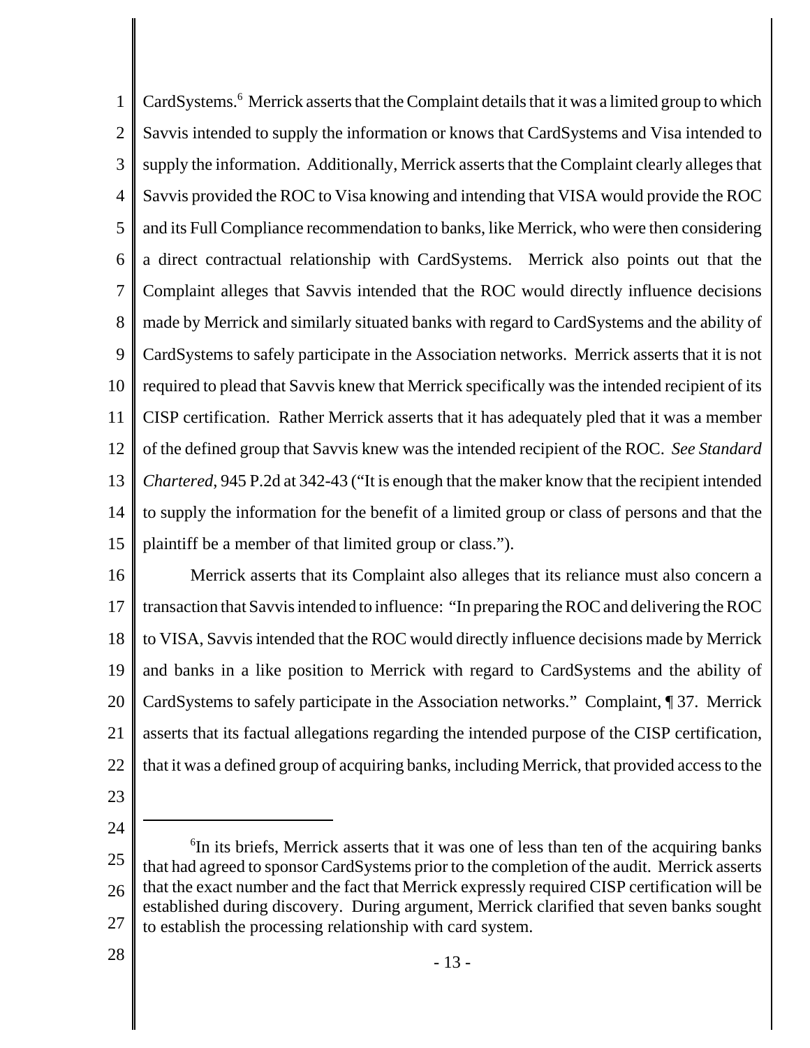CardSystems.[6] Merrick asserts that the Complaint details that it was a limited group to which Savvis intended to supply the information or knows that CardSystems and Visa intended to supply the information. Additionally, Merrick asserts that the Complaint clearly alleges that Savvis provided the ROC to Visa knowing and intending that VISA would provide the ROC and its Full Compliance recommendation to banks, like Merrick, who were then considering a direct contractual relationship with CardSystems. Merrick also points out that the Complaint alleges that Savvis intended that the ROC would directly influence decisions made by Merrick and similarly situated banks with regard to CardSystems and the ability of CardSystems to safely participate in the Association networks. Merrick asserts that it is not required to plead that Savvis knew that Merrick specifically was the intended recipient of its CISP certification. Rather Merrick asserts that it has adequately pled that it was a member of the defined group that Savvis knew was the intended recipient of the ROC. *See Standard Chartered*, 945 P.2d at 342-43 ("It is enough that the maker know that the recipient intended to supply the information for the benefit of a limited group or class of persons and that the plaintiff be a member of that limited group or class.").

Merrick asserts that its Complaint also alleges that its reliance must also concern a transaction that Savvis intended to influence: "In preparing the ROC and delivering the ROC to VISA, Savvis intended that the ROC would directly influence decisions made by Merrick and banks in a like position to Merrick with regard to CardSystems and the ability of CardSystems to safely participate in the Association networks." Complaint, ¶ 37. Merrick asserts that its factual allegations regarding the intended purpose of the CISP certification, that it was a defined group of acquiring banks, including Merrick, that provided access to the

---

[6] In its briefs, Merrick asserts that it was one of less than ten of the acquiring banks that had agreed to sponsor CardSystems prior to the completion of the audit. Merrick asserts that the exact number and the fact that Merrick expressly required CISP certification will be established during discovery. During argument, Merrick clarified that seven banks sought to establish the processing relationship with card system.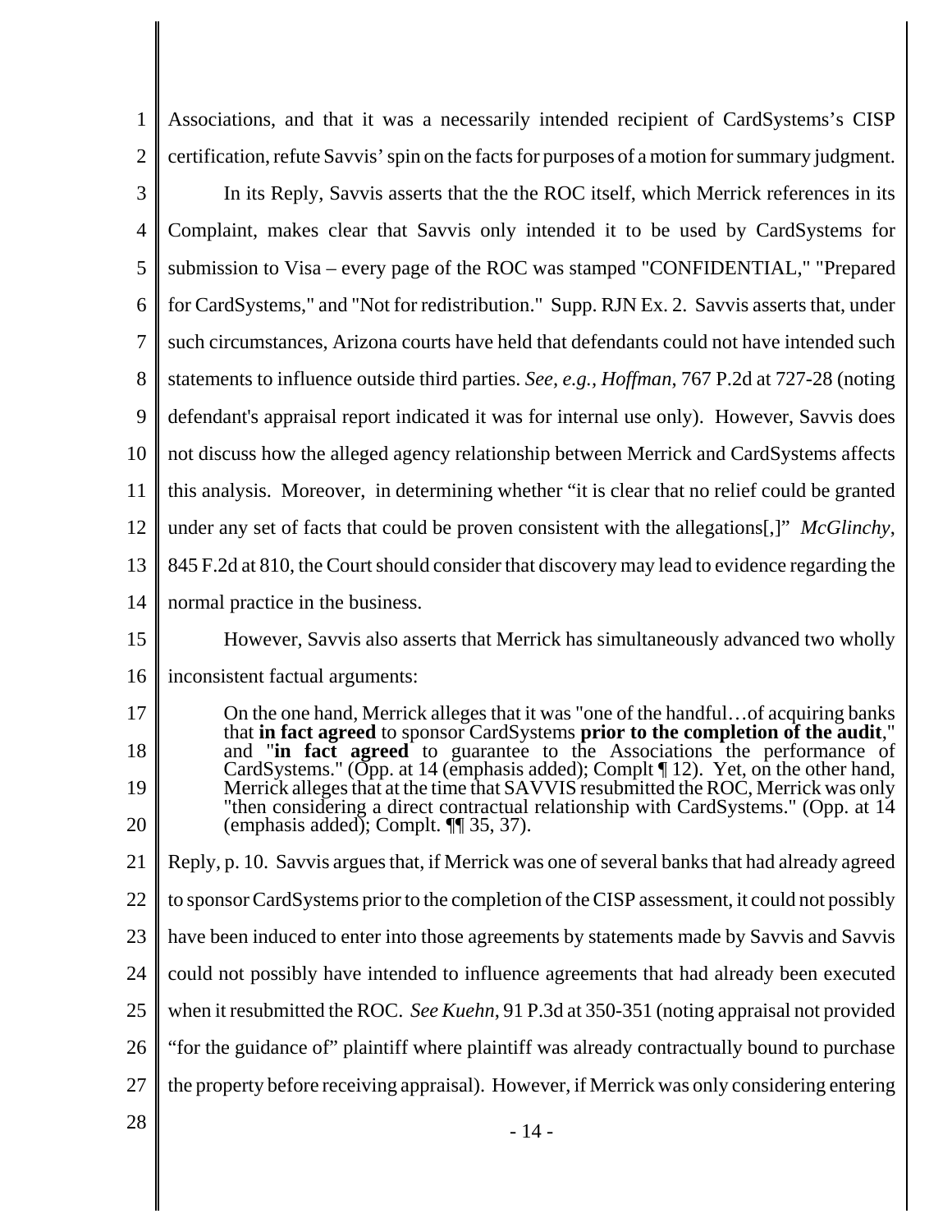Associations, and that it was a necessarily intended recipient of CardSystems's CISP certification, refute Savvis' spin on the facts for purposes of a motion for summary judgment.

In its Reply, Savvis asserts that the the ROC itself, which Merrick references in its Complaint, makes clear that Savvis only intended it to be used by CardSystems for submission to Visa – every page of the ROC was stamped "CONFIDENTIAL," "Prepared for CardSystems," and "Not for redistribution." Supp. RJN Ex. 2. Savvis asserts that, under such circumstances, Arizona courts have held that defendants could not have intended such statements to influence outside third parties. *See*, *e.g.*, *Hoffman*, 767 P.2d at 727-28 (noting defendant's appraisal report indicated it was for internal use only). However, Savvis does not discuss how the alleged agency relationship between Merrick and CardSystems affects this analysis. Moreover, in determining whether "it is clear that no relief could be granted under any set of facts that could be proven consistent with the allegations[,]" *McGlinchy*, 845 F.2d at 810, the Court should consider that discovery may lead to evidence regarding the normal practice in the business.

However, Savvis also asserts that Merrick has simultaneously advanced two wholly inconsistent factual arguments:

> On the one hand, Merrick alleges that it was "one of the handful…of acquiring banks that **in fact agreed** to sponsor CardSystems **prior to the completion of the audit**," and "**in fact agreed** to guarantee to the Associations the performance of CardSystems." (Opp. at 14 (emphasis added); Complt ¶ 12). Yet, on the other hand, Merrick alleges that at the time that SAVVIS resubmitted the ROC, Merrick was only "then considering a direct contractual relationship with CardSystems." (Opp. at 14 (emphasis added); Complt. ¶¶ 35, 37).

Reply, p. 10. Savvis argues that, if Merrick was one of several banks that had already agreed to sponsor CardSystems prior to the completion of the CISP assessment, it could not possibly have been induced to enter into those agreements by statements made by Savvis and Savvis could not possibly have intended to influence agreements that had already been executed when it resubmitted the ROC. *See Kuehn*, 91 P.3d at 350-351 (noting appraisal not provided "for the guidance of" plaintiff where plaintiff was already contractually bound to purchase the property before receiving appraisal). However, if Merrick was only considering entering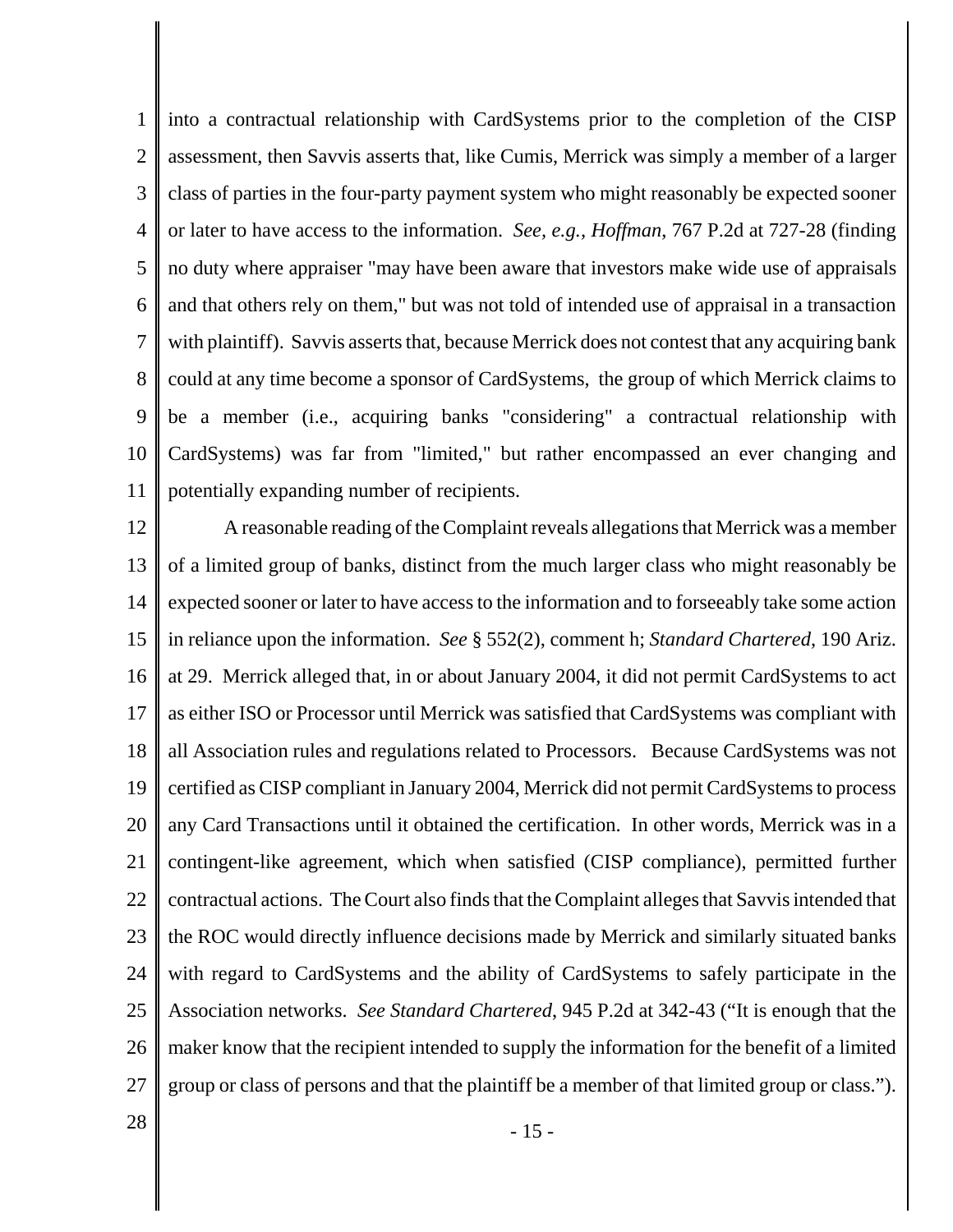into a contractual relationship with CardSystems prior to the completion of the CISP assessment, then Savvis asserts that, like Cumis, Merrick was simply a member of a larger class of parties in the four-party payment system who might reasonably be expected sooner or later to have access to the information. *See, e.g.*, *Hoffman*, 767 P.2d at 727-28 (finding no duty where appraiser "may have been aware that investors make wide use of appraisals and that others rely on them," but was not told of intended use of appraisal in a transaction with plaintiff). Savvis asserts that, because Merrick does not contest that any acquiring bank could at any time become a sponsor of CardSystems, the group of which Merrick claims to be a member (i.e., acquiring banks "considering" a contractual relationship with CardSystems) was far from "limited," but rather encompassed an ever changing and potentially expanding number of recipients.

A reasonable reading of the Complaint reveals allegations that Merrick was a member of a limited group of banks, distinct from the much larger class who might reasonably be expected sooner or later to have access to the information and to forseeably take some action in reliance upon the information. *See* § 552(2), comment h; *Standard Chartered*, 190 Ariz. at 29. Merrick alleged that, in or about January 2004, it did not permit CardSystems to act as either ISO or Processor until Merrick was satisfied that CardSystems was compliant with all Association rules and regulations related to Processors. Because CardSystems was not certified as CISP compliant in January 2004, Merrick did not permit CardSystems to process any Card Transactions until it obtained the certification. In other words, Merrick was in a contingent-like agreement, which when satisfied (CISP compliance), permitted further contractual actions. The Court also finds that the Complaint alleges that Savvis intended that the ROC would directly influence decisions made by Merrick and similarly situated banks with regard to CardSystems and the ability of CardSystems to safely participate in the Association networks. *See Standard Chartered*, 945 P.2d at 342-43 ("It is enough that the maker know that the recipient intended to supply the information for the benefit of a limited group or class of persons and that the plaintiff be a member of that limited group or class.").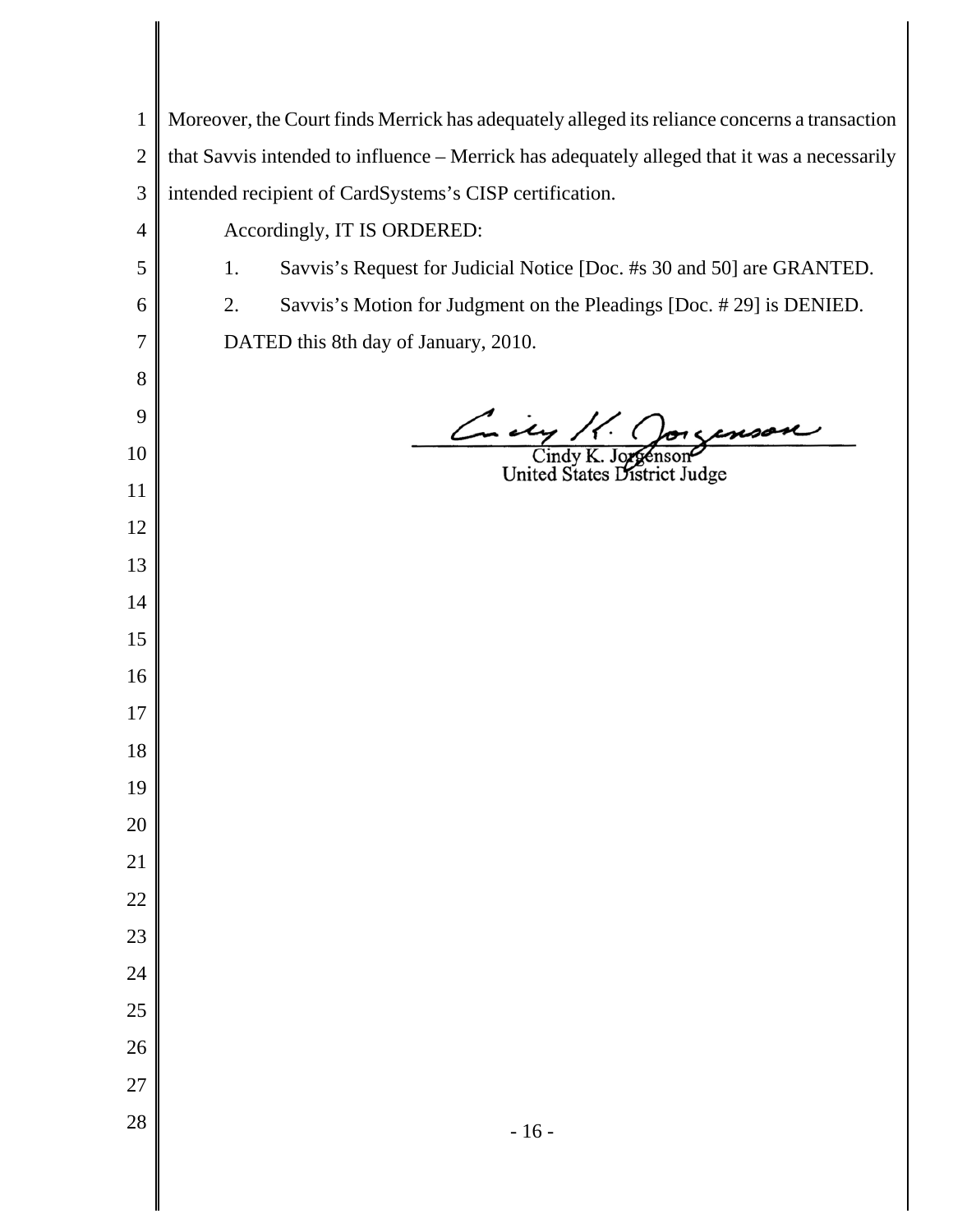Moreover, the Court finds Merrick has adequately alleged its reliance concerns a transaction that Savvis intended to influence – Merrick has adequately alleged that it was a necessarily intended recipient of CardSystems's CISP certification.

Accordingly, IT IS ORDERED:

1. Savvis's Request for Judicial Notice [Doc. #s 30 and 50] are GRANTED.
2. Savvis's Motion for Judgment on the Pleadings [Doc. # 29] is DENIED.

DATED this 8th day of January, 2010.

Cindy K. Jorgenson
United States District Judge